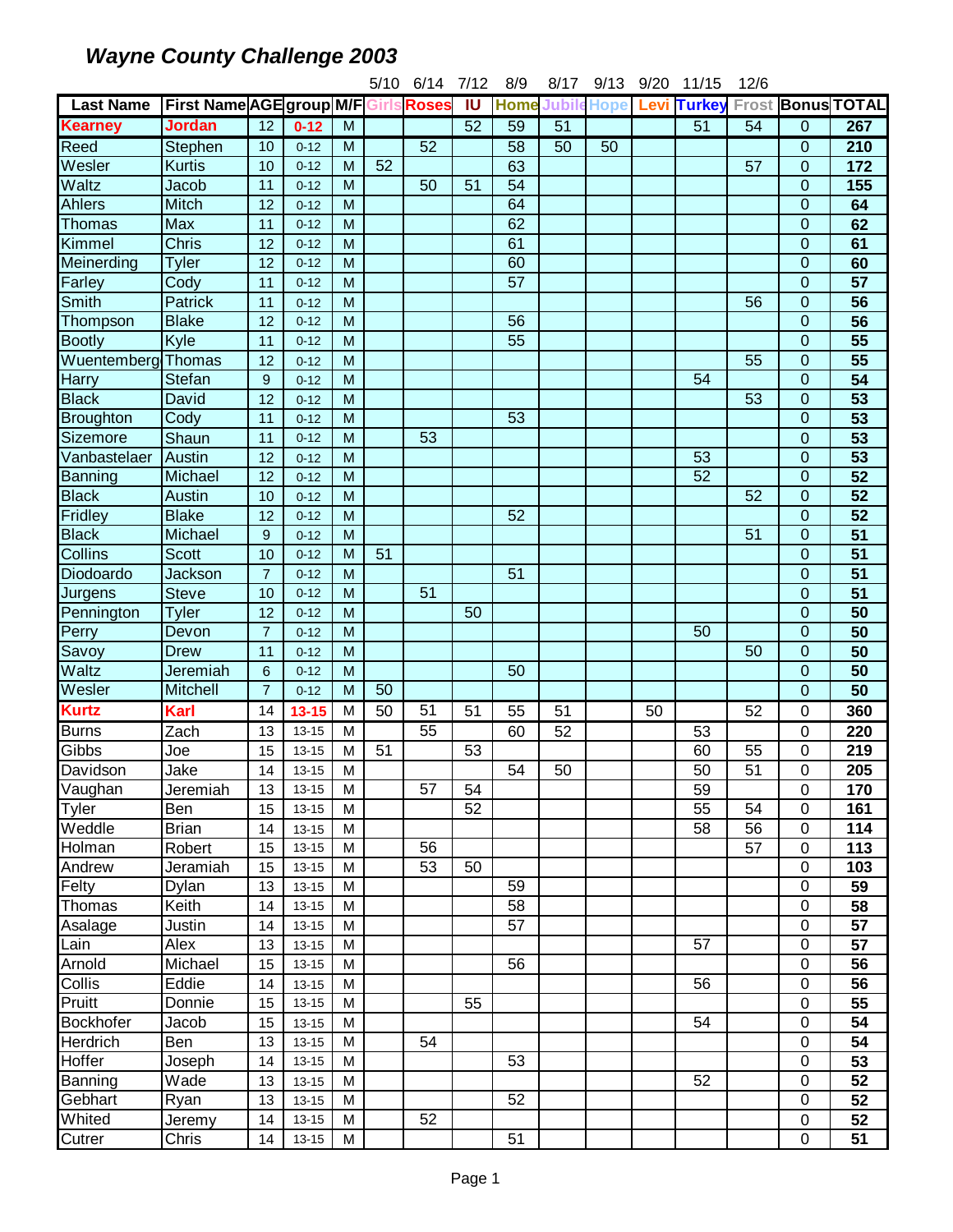# Wayne County Challenge 2003

| Last Name | First Name | AGE | group | M/F | Girls | Roses | IU | Home | Jubile | Hope | Levi | Turkey | Frost | Bonus | TOTAL |
|---|---|---|---|---|---|---|---|---|---|---|---|---|---|---|---|
| | | | | | 5/10 | 6/14 | 7/12 | 8/9 | 8/17 | 9/13 | 9/20 | 11/15 | 12/6 | | |
| Kearney | Jordan | 12 | 0-12 | M | | | 52 | 59 | 51 | | | 51 | 54 | 0 | 267 |
| Reed | Stephen | 10 | 0-12 | M | | 52 | | 58 | 50 | 50 | | | | 0 | 210 |
| Wesler | Kurtis | 10 | 0-12 | M | 52 | | | 63 | | | | | 57 | 0 | 172 |
| Waltz | Jacob | 11 | 0-12 | M | | 50 | 51 | 54 | | | | | | 0 | 155 |
| Ahlers | Mitch | 12 | 0-12 | M | | | | 64 | | | | | | 0 | 64 |
| Thomas | Max | 11 | 0-12 | M | | | | 62 | | | | | | 0 | 62 |
| Kimmel | Chris | 12 | 0-12 | M | | | | 61 | | | | | | 0 | 61 |
| Meinerding | Tyler | 12 | 0-12 | M | | | | 60 | | | | | | 0 | 60 |
| Farley | Cody | 11 | 0-12 | M | | | | 57 | | | | | | 0 | 57 |
| Smith | Patrick | 11 | 0-12 | M | | | | | | | | | 56 | 0 | 56 |
| Thompson | Blake | 12 | 0-12 | M | | | | 56 | | | | | | 0 | 56 |
| Bootly | Kyle | 11 | 0-12 | M | | | | 55 | | | | | | 0 | 55 |
| Wuentemberg | Thomas | 12 | 0-12 | M | | | | | | | | | 55 | 0 | 55 |
| Harry | Stefan | 9 | 0-12 | M | | | | | | | | 54 | | 0 | 54 |
| Black | David | 12 | 0-12 | M | | | | | | | | | 53 | 0 | 53 |
| Broughton | Cody | 11 | 0-12 | M | | | | 53 | | | | | | 0 | 53 |
| Sizemore | Shaun | 11 | 0-12 | M | | 53 | | | | | | | | 0 | 53 |
| Vanbastelaer | Austin | 12 | 0-12 | M | | | | | | | | 53 | | 0 | 53 |
| Banning | Michael | 12 | 0-12 | M | | | | | | | | 52 | | 0 | 52 |
| Black | Austin | 10 | 0-12 | M | | | | | | | | | 52 | 0 | 52 |
| Fridley | Blake | 12 | 0-12 | M | | | | 52 | | | | | | 0 | 52 |
| Black | Michael | 9 | 0-12 | M | | | | | | | | | 51 | 0 | 51 |
| Collins | Scott | 10 | 0-12 | M | 51 | | | | | | | | | 0 | 51 |
| Diodoardo | Jackson | 7 | 0-12 | M | | | | 51 | | | | | | 0 | 51 |
| Jurgens | Steve | 10 | 0-12 | M | | 51 | | | | | | | | 0 | 51 |
| Pennington | Tyler | 12 | 0-12 | M | | | 50 | | | | | | | 0 | 50 |
| Perry | Devon | 7 | 0-12 | M | | | | | | | | 50 | | 0 | 50 |
| Savoy | Drew | 11 | 0-12 | M | | | | | | | | | 50 | 0 | 50 |
| Waltz | Jeremiah | 6 | 0-12 | M | | | | 50 | | | | | | 0 | 50 |
| Wesler | Mitchell | 7 | 0-12 | M | 50 | | | | | | | | | 0 | 50 |
| Kurtz | Karl | 14 | 13-15 | M | 50 | 51 | 51 | 55 | 51 | | 50 | | 52 | 0 | 360 |
| Burns | Zach | 13 | 13-15 | M | | 55 | | 60 | 52 | | | 53 | | 0 | 220 |
| Gibbs | Joe | 15 | 13-15 | M | 51 | | 53 | | | | | 60 | 55 | 0 | 219 |
| Davidson | Jake | 14 | 13-15 | M | | | | 54 | 50 | | | 50 | 51 | 0 | 205 |
| Vaughan | Jeremiah | 13 | 13-15 | M | | 57 | 54 | | | | | 59 | | 0 | 170 |
| Tyler | Ben | 15 | 13-15 | M | | | 52 | | | | | 55 | 54 | 0 | 161 |
| Weddle | Brian | 14 | 13-15 | M | | | | | | | | 58 | 56 | 0 | 114 |
| Holman | Robert | 15 | 13-15 | M | | 56 | | | | | | | 57 | 0 | 113 |
| Andrew | Jeramiah | 15 | 13-15 | M | | 53 | 50 | | | | | | | 0 | 103 |
| Felty | Dylan | 13 | 13-15 | M | | | | 59 | | | | | | 0 | 59 |
| Thomas | Keith | 14 | 13-15 | M | | | | 58 | | | | | | 0 | 58 |
| Asalage | Justin | 14 | 13-15 | M | | | | 57 | | | | | | 0 | 57 |
| Lain | Alex | 13 | 13-15 | M | | | | | | | | 57 | | 0 | 57 |
| Arnold | Michael | 15 | 13-15 | M | | | | 56 | | | | | | 0 | 56 |
| Collis | Eddie | 14 | 13-15 | M | | | | | | | | 56 | | 0 | 56 |
| Pruitt | Donnie | 15 | 13-15 | M | | | 55 | | | | | | | 0 | 55 |
| Bockhofer | Jacob | 15 | 13-15 | M | | | | | | | | 54 | | 0 | 54 |
| Herdrich | Ben | 13 | 13-15 | M | | 54 | | | | | | | | 0 | 54 |
| Hoffer | Joseph | 14 | 13-15 | M | | | | 53 | | | | | | 0 | 53 |
| Banning | Wade | 13 | 13-15 | M | | | | | | | | 52 | | 0 | 52 |
| Gebhart | Ryan | 13 | 13-15 | M | | | | 52 | | | | | | 0 | 52 |
| Whited | Jeremy | 14 | 13-15 | M | | 52 | | | | | | | | 0 | 52 |
| Cutrer | Chris | 14 | 13-15 | M | | | | 51 | | | | | | 0 | 51 |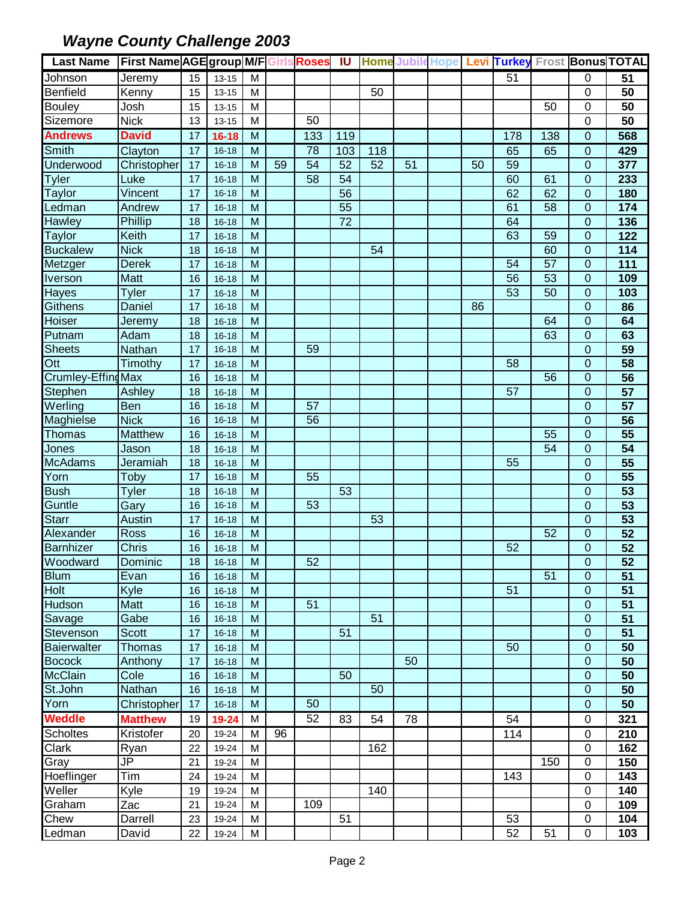## *Wayne County Challenge 2003*

| Last Name | First Name | AGE | group | M/F | Girls | Roses | IU | Home | Jubile | Hope | Levi | Turkey | Frost | Bonus | TOTAL |
|---|---|---|---|---|---|---|---|---|---|---|---|---|---|---|---|
| Johnson | Jeremy | 15 | 13-15 | M | | | | | | | | 51 | | 0 | **51** |
| Benfield | Kenny | 15 | 13-15 | M | | | | 50 | | | | | | 0 | **50** |
| Bouley | Josh | 15 | 13-15 | M | | | | | | | | | 50 | 0 | **50** |
| Sizemore | Nick | 13 | 13-15 | M | | 50 | | | | | | | | 0 | **50** |
| **Andrews** | **David** | 17 | **16-18** | M | | 133 | 119 | | | | | 178 | 138 | 0 | **568** |
| Smith | Clayton | 17 | 16-18 | M | | 78 | 103 | 118 | | | | 65 | 65 | 0 | **429** |
| Underwood | Christopher | 17 | 16-18 | M | 59 | 54 | 52 | 52 | 51 | | 50 | 59 | | 0 | **377** |
| Tyler | Luke | 17 | 16-18 | M | | 58 | 54 | | | | | 60 | 61 | 0 | **233** |
| Taylor | Vincent | 17 | 16-18 | M | | | 56 | | | | | 62 | 62 | 0 | **180** |
| Ledman | Andrew | 17 | 16-18 | M | | | 55 | | | | | 61 | 58 | 0 | **174** |
| Hawley | Phillip | 18 | 16-18 | M | | | 72 | | | | | 64 | | 0 | **136** |
| Taylor | Keith | 17 | 16-18 | M | | | | | | | | 63 | 59 | 0 | **122** |
| Buckalew | Nick | 18 | 16-18 | M | | | | 54 | | | | | 60 | 0 | **114** |
| Metzger | Derek | 17 | 16-18 | M | | | | | | | | 54 | 57 | 0 | **111** |
| Iverson | Matt | 16 | 16-18 | M | | | | | | | | 56 | 53 | 0 | **109** |
| Hayes | Tyler | 17 | 16-18 | M | | | | | | | | 53 | 50 | 0 | **103** |
| Githens | Daniel | 17 | 16-18 | M | | | | | | | 86 | | | 0 | **86** |
| Hoiser | Jeremy | 18 | 16-18 | M | | | | | | | | | 64 | 0 | **64** |
| Putnam | Adam | 18 | 16-18 | M | | | | | | | | | 63 | 0 | **63** |
| Sheets | Nathan | 17 | 16-18 | M | | 59 | | | | | | | | 0 | **59** |
| Ott | Timothy | 17 | 16-18 | M | | | | | | | | 58 | | 0 | **58** |
| Crumley-Effing | Max | 16 | 16-18 | M | | | | | | | | | 56 | 0 | **56** |
| Stephen | Ashley | 18 | 16-18 | M | | | | | | | | 57 | | 0 | **57** |
| Werling | Ben | 16 | 16-18 | M | | 57 | | | | | | | | 0 | **57** |
| Maghielse | Nick | 16 | 16-18 | M | | 56 | | | | | | | | 0 | **56** |
| Thomas | Matthew | 16 | 16-18 | M | | | | | | | | | 55 | 0 | **55** |
| Jones | Jason | 18 | 16-18 | M | | | | | | | | | 54 | 0 | **54** |
| McAdams | Jeramiah | 18 | 16-18 | M | | | | | | | | 55 | | 0 | **55** |
| Yorn | Toby | 17 | 16-18 | M | | 55 | | | | | | | | 0 | **55** |
| Bush | Tyler | 18 | 16-18 | M | | | 53 | | | | | | | 0 | **53** |
| Guntle | Gary | 16 | 16-18 | M | | 53 | | | | | | | | 0 | **53** |
| Starr | Austin | 17 | 16-18 | M | | | | 53 | | | | | | 0 | **53** |
| Alexander | Ross | 16 | 16-18 | M | | | | | | | | | 52 | 0 | **52** |
| Barnhizer | Chris | 16 | 16-18 | M | | | | | | | | 52 | | 0 | **52** |
| Woodward | Dominic | 18 | 16-18 | M | | 52 | | | | | | | | 0 | **52** |
| Blum | Evan | 16 | 16-18 | M | | | | | | | | | 51 | 0 | **51** |
| Holt | Kyle | 16 | 16-18 | M | | | | | | | | 51 | | 0 | **51** |
| Hudson | Matt | 16 | 16-18 | M | | 51 | | | | | | | | 0 | **51** |
| Savage | Gabe | 16 | 16-18 | M | | | | 51 | | | | | | 0 | **51** |
| Stevenson | Scott | 17 | 16-18 | M | | | 51 | | | | | | | 0 | **51** |
| Baierwalter | Thomas | 17 | 16-18 | M | | | | | | | | 50 | | 0 | **50** |
| Bocock | Anthony | 17 | 16-18 | M | | | | | 50 | | | | | 0 | **50** |
| McClain | Cole | 16 | 16-18 | M | | | 50 | | | | | | | 0 | **50** |
| St.John | Nathan | 16 | 16-18 | M | | | | 50 | | | | | | 0 | **50** |
| Yorn | Christopher | 17 | 16-18 | M | | 50 | | | | | | | | 0 | **50** |
| **Weddle** | **Matthew** | 19 | **19-24** | M | | 52 | 83 | 54 | 78 | | | 54 | | 0 | **321** |
| Scholtes | Kristofer | 20 | 19-24 | M | 96 | | | | | | | 114 | | 0 | **210** |
| Clark | Ryan | 22 | 19-24 | M | | | | 162 | | | | | | 0 | **162** |
| Gray | JP | 21 | 19-24 | M | | | | | | | | | 150 | 0 | **150** |
| Hoeflinger | Tim | 24 | 19-24 | M | | | | | | | | 143 | | 0 | **143** |
| Weller | Kyle | 19 | 19-24 | M | | | | 140 | | | | | | 0 | **140** |
| Graham | Zac | 21 | 19-24 | M | | 109 | | | | | | | | 0 | **109** |
| Chew | Darrell | 23 | 19-24 | M | | | 51 | | | | | 53 | | 0 | **104** |
| Ledman | David | 22 | 19-24 | M | | | | | | | | 52 | 51 | 0 | **103** |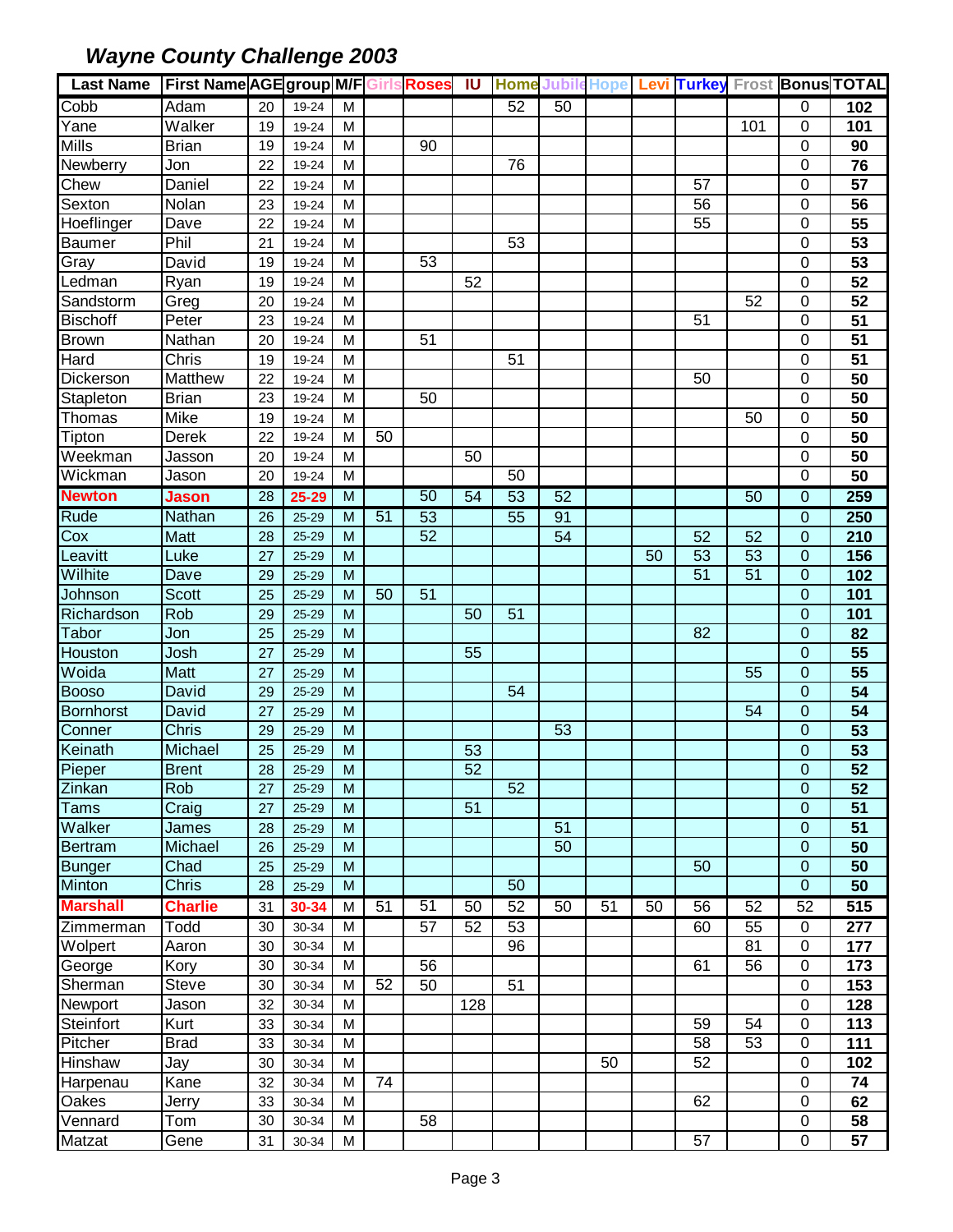## *Wayne County Challenge 2003*

| Last Name | First Name | AGE | group | M/F | Girls | Roses | IU | Home | Jubile | Hope | Levi | Turkey | Frost | Bonus | TOTAL |
|---|---|---|---|---|---|---|---|---|---|---|---|---|---|---|---|
| Cobb | Adam | 20 | 19-24 | M | | | | 52 | 50 | | | | | 0 | **102** |
| Yane | Walker | 19 | 19-24 | M | | | | | | | | | 101 | 0 | **101** |
| Mills | Brian | 19 | 19-24 | M | | 90 | | | | | | | | 0 | **90** |
| Newberry | Jon | 22 | 19-24 | M | | | | 76 | | | | | | 0 | **76** |
| Chew | Daniel | 22 | 19-24 | M | | | | | | | | 57 | | 0 | **57** |
| Sexton | Nolan | 23 | 19-24 | M | | | | | | | | 56 | | 0 | **56** |
| Hoeflinger | Dave | 22 | 19-24 | M | | | | | | | | 55 | | 0 | **55** |
| Baumer | Phil | 21 | 19-24 | M | | | | 53 | | | | | | 0 | **53** |
| Gray | David | 19 | 19-24 | M | | 53 | | | | | | | | 0 | **53** |
| Ledman | Ryan | 19 | 19-24 | M | | | 52 | | | | | | | 0 | **52** |
| Sandstorm | Greg | 20 | 19-24 | M | | | | | | | | | 52 | 0 | **52** |
| Bischoff | Peter | 23 | 19-24 | M | | | | | | | | 51 | | 0 | **51** |
| Brown | Nathan | 20 | 19-24 | M | | 51 | | | | | | | | 0 | **51** |
| Hard | Chris | 19 | 19-24 | M | | | | 51 | | | | | | 0 | **51** |
| Dickerson | Matthew | 22 | 19-24 | M | | | | | | | | 50 | | 0 | **50** |
| Stapleton | Brian | 23 | 19-24 | M | | 50 | | | | | | | | 0 | **50** |
| Thomas | Mike | 19 | 19-24 | M | | | | | | | | | 50 | 0 | **50** |
| Tipton | Derek | 22 | 19-24 | M | 50 | | | | | | | | | 0 | **50** |
| Weekman | Jasson | 20 | 19-24 | M | | | 50 | | | | | | | 0 | **50** |
| Wickman | Jason | 20 | 19-24 | M | | | | 50 | | | | | | 0 | **50** |
| **Newton** | **Jason** | 28 | **25-29** | M | | 50 | 54 | 53 | 52 | | | | 50 | 0 | **259** |
| Rude | Nathan | 26 | 25-29 | M | 51 | 53 | | 55 | 91 | | | | | 0 | **250** |
| Cox | Matt | 28 | 25-29 | M | | 52 | | | 54 | | | 52 | 52 | 0 | **210** |
| Leavitt | Luke | 27 | 25-29 | M | | | | | | | 50 | 53 | 53 | 0 | **156** |
| Wilhite | Dave | 29 | 25-29 | M | | | | | | | | 51 | 51 | 0 | **102** |
| Johnson | Scott | 25 | 25-29 | M | 50 | 51 | | | | | | | | 0 | **101** |
| Richardson | Rob | 29 | 25-29 | M | | | 50 | 51 | | | | | | 0 | **101** |
| Tabor | Jon | 25 | 25-29 | M | | | | | | | | 82 | | 0 | **82** |
| Houston | Josh | 27 | 25-29 | M | | | 55 | | | | | | | 0 | **55** |
| Woida | Matt | 27 | 25-29 | M | | | | | | | | | 55 | 0 | **55** |
| Booso | David | 29 | 25-29 | M | | | | 54 | | | | | | 0 | **54** |
| Bornhorst | David | 27 | 25-29 | M | | | | | | | | | 54 | 0 | **54** |
| Conner | Chris | 29 | 25-29 | M | | | | | 53 | | | | | 0 | **53** |
| Keinath | Michael | 25 | 25-29 | M | | | 53 | | | | | | | 0 | **53** |
| Pieper | Brent | 28 | 25-29 | M | | | 52 | | | | | | | 0 | **52** |
| Zinkan | Rob | 27 | 25-29 | M | | | | 52 | | | | | | 0 | **52** |
| Tams | Craig | 27 | 25-29 | M | | | 51 | | | | | | | 0 | **51** |
| Walker | James | 28 | 25-29 | M | | | | | 51 | | | | | 0 | **51** |
| Bertram | Michael | 26 | 25-29 | M | | | | | 50 | | | | | 0 | **50** |
| Bunger | Chad | 25 | 25-29 | M | | | | | | | | 50 | | 0 | **50** |
| Minton | Chris | 28 | 25-29 | M | | | | 50 | | | | | | 0 | **50** |
| **Marshall** | **Charlie** | 31 | **30-34** | M | 51 | 51 | 50 | 52 | 50 | 51 | 50 | 56 | 52 | 52 | **515** |
| Zimmerman | Todd | 30 | 30-34 | M | | 57 | 52 | 53 | | | | 60 | 55 | 0 | **277** |
| Wolpert | Aaron | 30 | 30-34 | M | | | | 96 | | | | | 81 | 0 | **177** |
| George | Kory | 30 | 30-34 | M | | 56 | | | | | | 61 | 56 | 0 | **173** |
| Sherman | Steve | 30 | 30-34 | M | 52 | 50 | | 51 | | | | | | 0 | **153** |
| Newport | Jason | 32 | 30-34 | M | | | 128 | | | | | | | 0 | **128** |
| Steinfort | Kurt | 33 | 30-34 | M | | | | | | | | 59 | 54 | 0 | **113** |
| Pitcher | Brad | 33 | 30-34 | M | | | | | | | | 58 | 53 | 0 | **111** |
| Hinshaw | Jay | 30 | 30-34 | M | | | | | | 50 | | 52 | | 0 | **102** |
| Harpenau | Kane | 32 | 30-34 | M | 74 | | | | | | | | | 0 | **74** |
| Oakes | Jerry | 33 | 30-34 | M | | | | | | | | 62 | | 0 | **62** |
| Vennard | Tom | 30 | 30-34 | M | | 58 | | | | | | | | 0 | **58** |
| Matzat | Gene | 31 | 30-34 | M | | | | | | | | 57 | | 0 | **57** |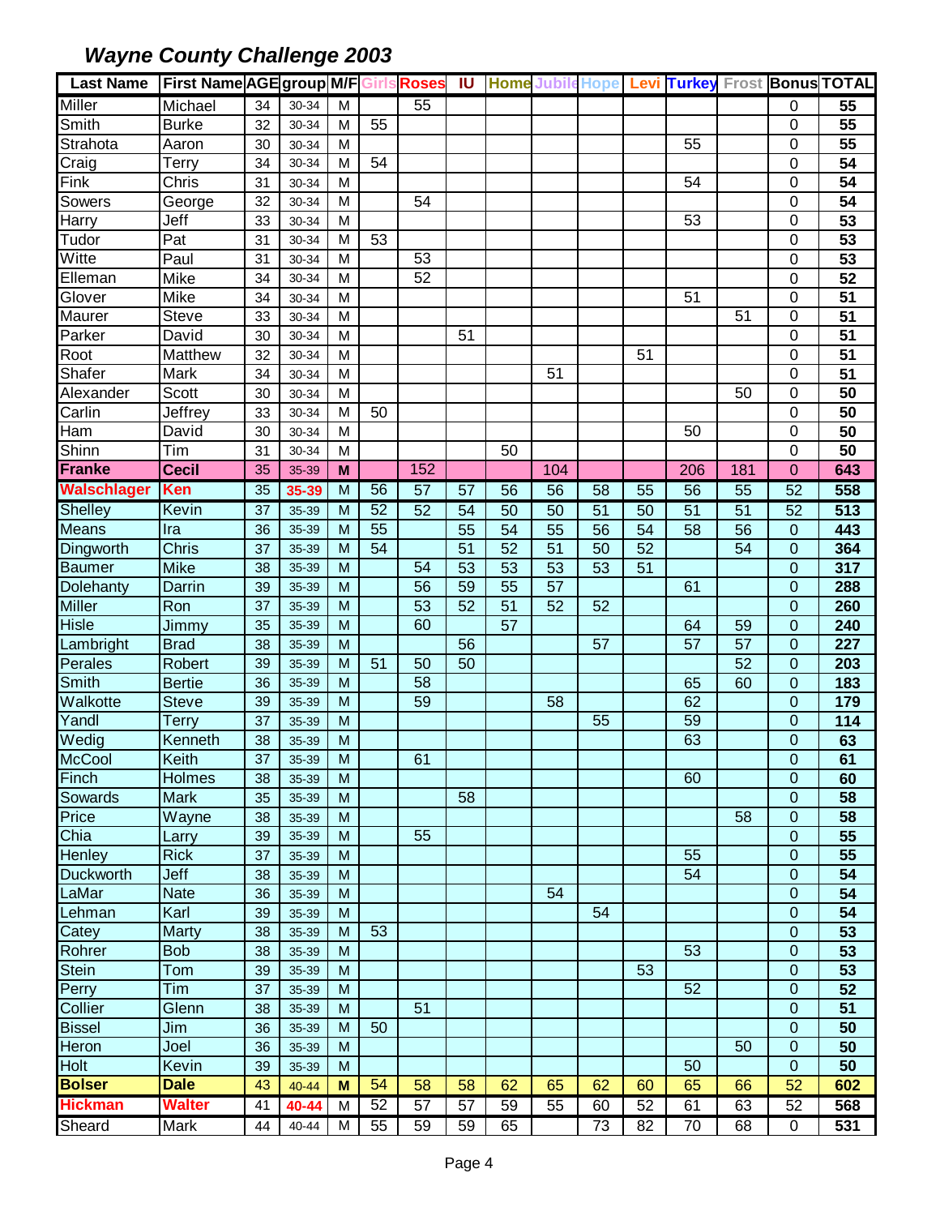## *Wayne County Challenge 2003*

| Last Name | First Name | AGE | group | M/F | Girls | Roses | IU | Home | Jubile | Hope | Levi | Turkey | Frost | Bonus | TOTAL |
|---|---|---|---|---|---|---|---|---|---|---|---|---|---|---|---|
| Miller | Michael | 34 | 30-34 | M | | 55 | | | | | | | | 0 | **55** |
| Smith | Burke | 32 | 30-34 | M | 55 | | | | | | | | | 0 | **55** |
| Strahota | Aaron | 30 | 30-34 | M | | | | | | | | 55 | | 0 | **55** |
| Craig | Terry | 34 | 30-34 | M | 54 | | | | | | | | | 0 | **54** |
| Fink | Chris | 31 | 30-34 | M | | | | | | | | 54 | | 0 | **54** |
| Sowers | George | 32 | 30-34 | M | | 54 | | | | | | | | 0 | **54** |
| Harry | Jeff | 33 | 30-34 | M | | | | | | | | 53 | | 0 | **53** |
| Tudor | Pat | 31 | 30-34 | M | 53 | | | | | | | | | 0 | **53** |
| Witte | Paul | 31 | 30-34 | M | | 53 | | | | | | | | 0 | **53** |
| Elleman | Mike | 34 | 30-34 | M | | 52 | | | | | | | | 0 | **52** |
| Glover | Mike | 34 | 30-34 | M | | | | | | | | 51 | | 0 | **51** |
| Maurer | Steve | 33 | 30-34 | M | | | | | | | | | 51 | 0 | **51** |
| Parker | David | 30 | 30-34 | M | | | 51 | | | | | | | 0 | **51** |
| Root | Matthew | 32 | 30-34 | M | | | | | | | 51 | | | 0 | **51** |
| Shafer | Mark | 34 | 30-34 | M | | | | | 51 | | | | | 0 | **51** |
| Alexander | Scott | 30 | 30-34 | M | | | | | | | | | 50 | 0 | **50** |
| Carlin | Jeffrey | 33 | 30-34 | M | 50 | | | | | | | | | 0 | **50** |
| Ham | David | 30 | 30-34 | M | | | | | | | | 50 | | 0 | **50** |
| Shinn | Tim | 31 | 30-34 | M | | | | 50 | | | | | | 0 | **50** |
| **Franke** | **Cecil** | 35 | 35-39 | **M** | | 152 | | | 104 | | | 206 | 181 | 0 | **643** |
| **Walschlager** | **Ken** | 35 | **35-39** | M | 56 | 57 | 57 | 56 | 56 | 58 | 55 | 56 | 55 | 52 | **558** |
| Shelley | Kevin | 37 | 35-39 | M | 52 | 52 | 54 | 50 | 50 | 51 | 50 | 51 | 51 | 52 | **513** |
| Means | Ira | 36 | 35-39 | M | 55 | | 55 | 54 | 55 | 56 | 54 | 58 | 56 | 0 | **443** |
| Dingworth | Chris | 37 | 35-39 | M | 54 | | 51 | 52 | 51 | 50 | 52 | | 54 | 0 | **364** |
| Baumer | Mike | 38 | 35-39 | M | | 54 | 53 | 53 | 53 | 53 | 51 | | | 0 | **317** |
| Dolehanty | Darrin | 39 | 35-39 | M | | 56 | 59 | 55 | 57 | | | 61 | | 0 | **288** |
| Miller | Ron | 37 | 35-39 | M | | 53 | 52 | 51 | 52 | 52 | | | | 0 | **260** |
| Hisle | Jimmy | 35 | 35-39 | M | | 60 | | 57 | | | | 64 | 59 | 0 | **240** |
| Lambright | Brad | 38 | 35-39 | M | | | 56 | | | 57 | | 57 | 57 | 0 | **227** |
| Perales | Robert | 39 | 35-39 | M | 51 | 50 | 50 | | | | | | 52 | 0 | **203** |
| Smith | Bertie | 36 | 35-39 | M | | 58 | | | | | | 65 | 60 | 0 | **183** |
| Walkotte | Steve | 39 | 35-39 | M | | 59 | | | 58 | | | 62 | | 0 | **179** |
| Yandl | Terry | 37 | 35-39 | M | | | | | | 55 | | 59 | | 0 | **114** |
| Wedig | Kenneth | 38 | 35-39 | M | | | | | | | | 63 | | 0 | **63** |
| McCool | Keith | 37 | 35-39 | M | | 61 | | | | | | | | 0 | **61** |
| Finch | Holmes | 38 | 35-39 | M | | | | | | | | 60 | | 0 | **60** |
| Sowards | Mark | 35 | 35-39 | M | | | 58 | | | | | | | 0 | **58** |
| Price | Wayne | 38 | 35-39 | M | | | | | | | | | 58 | 0 | **58** |
| Chia | Larry | 39 | 35-39 | M | | 55 | | | | | | | | 0 | **55** |
| Henley | Rick | 37 | 35-39 | M | | | | | | | | 55 | | 0 | **55** |
| Duckworth | Jeff | 38 | 35-39 | M | | | | | | | | 54 | | 0 | **54** |
| LaMar | Nate | 36 | 35-39 | M | | | | | 54 | | | | | 0 | **54** |
| Lehman | Karl | 39 | 35-39 | M | | | | | | 54 | | | | 0 | **54** |
| Catey | Marty | 38 | 35-39 | M | 53 | | | | | | | | | 0 | **53** |
| Rohrer | Bob | 38 | 35-39 | M | | | | | | | | 53 | | 0 | **53** |
| Stein | Tom | 39 | 35-39 | M | | | | | | | 53 | | | 0 | **53** |
| Perry | Tim | 37 | 35-39 | M | | | | | | | | 52 | | 0 | **52** |
| Collier | Glenn | 38 | 35-39 | M | | 51 | | | | | | | | 0 | **51** |
| Bissel | Jim | 36 | 35-39 | M | 50 | | | | | | | | | 0 | **50** |
| Heron | Joel | 36 | 35-39 | M | | | | | | | | | 50 | 0 | **50** |
| Holt | Kevin | 39 | 35-39 | M | | | | | | | | 50 | | 0 | **50** |
| **Bolser** | **Dale** | 43 | 40-44 | **M** | 54 | 58 | 58 | 62 | 65 | 62 | 60 | 65 | 66 | 52 | **602** |
| **Hickman** | **Walter** | 41 | **40-44** | M | 52 | 57 | 57 | 59 | 55 | 60 | 52 | 61 | 63 | 52 | **568** |
| Sheard | Mark | 44 | 40-44 | M | 55 | 59 | 59 | 65 | | 73 | 82 | 70 | 68 | 0 | **531** |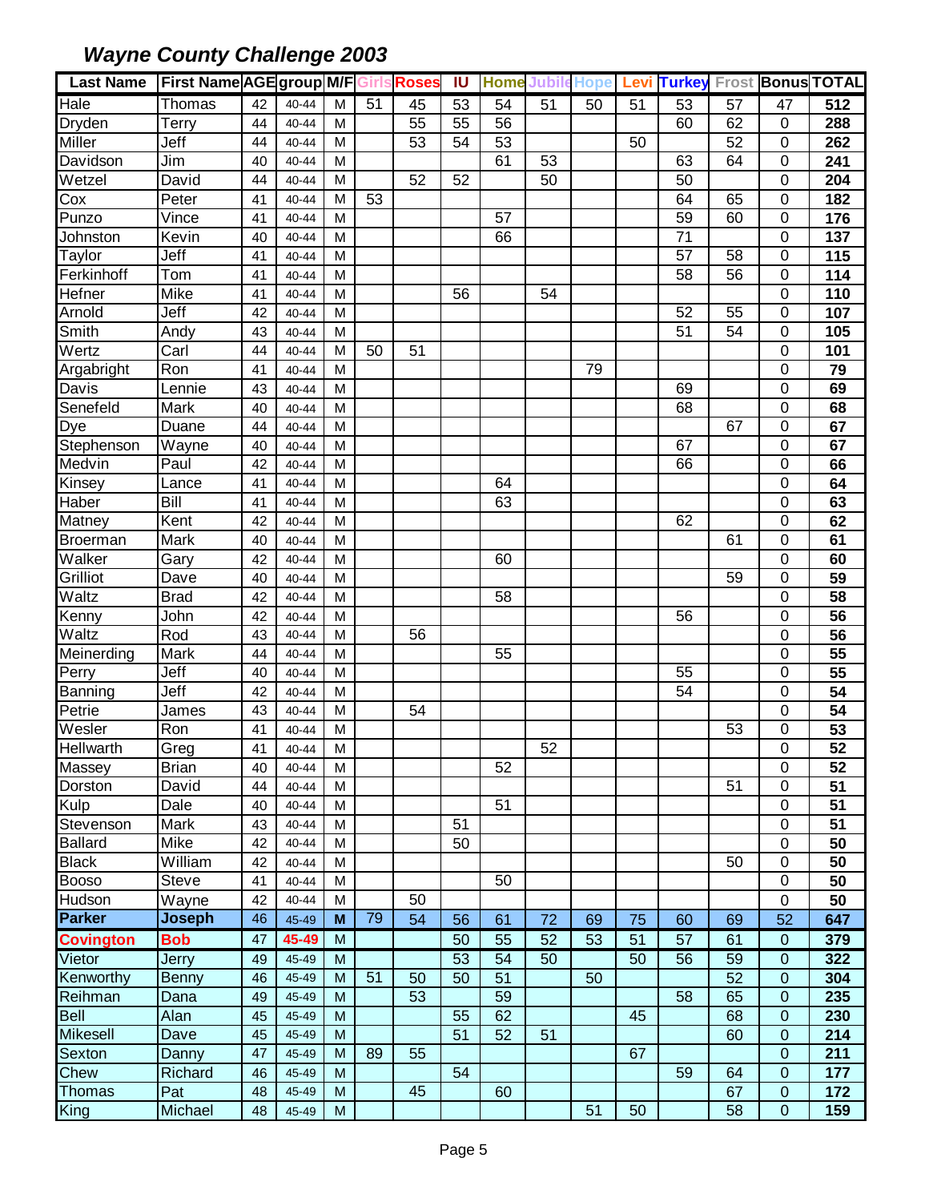# *Wayne County Challenge 2003*

| Last Name | First Name | AGE | group | M/F | Girls | Roses | IU | Home | Jubile | Hope | Levi | Turkey | Frost | Bonus | TOTAL |
|---|---|---|---|---|---|---|---|---|---|---|---|---|---|---|---|
| Hale | Thomas | 42 | 40-44 | M | 51 | 45 | 53 | 54 | 51 | 50 | 51 | 53 | 57 | 47 | **512** |
| Dryden | Terry | 44 | 40-44 | M | | 55 | 55 | 56 | | | | 60 | 62 | 0 | **288** |
| Miller | Jeff | 44 | 40-44 | M | | 53 | 54 | 53 | | | 50 | | 52 | 0 | **262** |
| Davidson | Jim | 40 | 40-44 | M | | | | 61 | 53 | | | 63 | 64 | 0 | **241** |
| Wetzel | David | 44 | 40-44 | M | | 52 | 52 | | 50 | | | 50 | | 0 | **204** |
| Cox | Peter | 41 | 40-44 | M | 53 | | | | | | | 64 | 65 | 0 | **182** |
| Punzo | Vince | 41 | 40-44 | M | | | | 57 | | | | 59 | 60 | 0 | **176** |
| Johnston | Kevin | 40 | 40-44 | M | | | | 66 | | | | 71 | | 0 | **137** |
| Taylor | Jeff | 41 | 40-44 | M | | | | | | | | 57 | 58 | 0 | **115** |
| Ferkinhoff | Tom | 41 | 40-44 | M | | | | | | | | 58 | 56 | 0 | **114** |
| Hefner | Mike | 41 | 40-44 | M | | | 56 | | 54 | | | | | 0 | **110** |
| Arnold | Jeff | 42 | 40-44 | M | | | | | | | | 52 | 55 | 0 | **107** |
| Smith | Andy | 43 | 40-44 | M | | | | | | | | 51 | 54 | 0 | **105** |
| Wertz | Carl | 44 | 40-44 | M | 50 | 51 | | | | | | | | 0 | **101** |
| Argabright | Ron | 41 | 40-44 | M | | | | | | 79 | | | | 0 | **79** |
| Davis | Lennie | 43 | 40-44 | M | | | | | | | | 69 | | 0 | **69** |
| Senefeld | Mark | 40 | 40-44 | M | | | | | | | | 68 | | 0 | **68** |
| Dye | Duane | 44 | 40-44 | M | | | | | | | | | 67 | 0 | **67** |
| Stephenson | Wayne | 40 | 40-44 | M | | | | | | | | 67 | | 0 | **67** |
| Medvin | Paul | 42 | 40-44 | M | | | | | | | | 66 | | 0 | **66** |
| Kinsey | Lance | 41 | 40-44 | M | | | | 64 | | | | | | 0 | **64** |
| Haber | Bill | 41 | 40-44 | M | | | | 63 | | | | | | 0 | **63** |
| Matney | Kent | 42 | 40-44 | M | | | | | | | | 62 | | 0 | **62** |
| Broerman | Mark | 40 | 40-44 | M | | | | | | | | | 61 | 0 | **61** |
| Walker | Gary | 42 | 40-44 | M | | | | 60 | | | | | | 0 | **60** |
| Grilliot | Dave | 40 | 40-44 | M | | | | | | | | | 59 | 0 | **59** |
| Waltz | Brad | 42 | 40-44 | M | | | | 58 | | | | | | 0 | **58** |
| Kenny | John | 42 | 40-44 | M | | | | | | | | 56 | | 0 | **56** |
| Waltz | Rod | 43 | 40-44 | M | | 56 | | | | | | | | 0 | **56** |
| Meinerding | Mark | 44 | 40-44 | M | | | | 55 | | | | | | 0 | **55** |
| Perry | Jeff | 40 | 40-44 | M | | | | | | | | 55 | | 0 | **55** |
| Banning | Jeff | 42 | 40-44 | M | | | | | | | | 54 | | 0 | **54** |
| Petrie | James | 43 | 40-44 | M | | 54 | | | | | | | | 0 | **54** |
| Wesler | Ron | 41 | 40-44 | M | | | | | | | | | 53 | 0 | **53** |
| Hellwarth | Greg | 41 | 40-44 | M | | | | | 52 | | | | | 0 | **52** |
| Massey | Brian | 40 | 40-44 | M | | | | 52 | | | | | | 0 | **52** |
| Dorston | David | 44 | 40-44 | M | | | | | | | | | 51 | 0 | **51** |
| Kulp | Dale | 40 | 40-44 | M | | | | 51 | | | | | | 0 | **51** |
| Stevenson | Mark | 43 | 40-44 | M | | | 51 | | | | | | | 0 | **51** |
| Ballard | Mike | 42 | 40-44 | M | | | 50 | | | | | | | 0 | **50** |
| Black | William | 42 | 40-44 | M | | | | | | | | | 50 | 0 | **50** |
| Booso | Steve | 41 | 40-44 | M | | | | 50 | | | | | | 0 | **50** |
| Hudson | Wayne | 42 | 40-44 | M | | 50 | | | | | | | | 0 | **50** |
| **Parker** | **Joseph** | 46 | 45-49 | **M** | 79 | 54 | 56 | 61 | 72 | 69 | 75 | 60 | 69 | 52 | **647** |
| **Covington** | **Bob** | 47 | **45-49** | M | | | 50 | 55 | 52 | 53 | 51 | 57 | 61 | 0 | **379** |
| Vietor | Jerry | 49 | 45-49 | M | | | 53 | 54 | 50 | | 50 | 56 | 59 | 0 | **322** |
| Kenworthy | Benny | 46 | 45-49 | M | 51 | 50 | 50 | 51 | | 50 | | | 52 | 0 | **304** |
| Reihman | Dana | 49 | 45-49 | M | | 53 | | 59 | | | | 58 | 65 | 0 | **235** |
| Bell | Alan | 45 | 45-49 | M | | | 55 | 62 | | | 45 | | 68 | 0 | **230** |
| Mikesell | Dave | 45 | 45-49 | M | | | 51 | 52 | 51 | | | | 60 | 0 | **214** |
| Sexton | Danny | 47 | 45-49 | M | 89 | 55 | | | | | 67 | | | 0 | **211** |
| Chew | Richard | 46 | 45-49 | M | | | 54 | | | | | 59 | 64 | 0 | **177** |
| Thomas | Pat | 48 | 45-49 | M | | 45 | | 60 | | | | | 67 | 0 | **172** |
| King | Michael | 48 | 45-49 | M | | | | | | 51 | 50 | | 58 | 0 | **159** |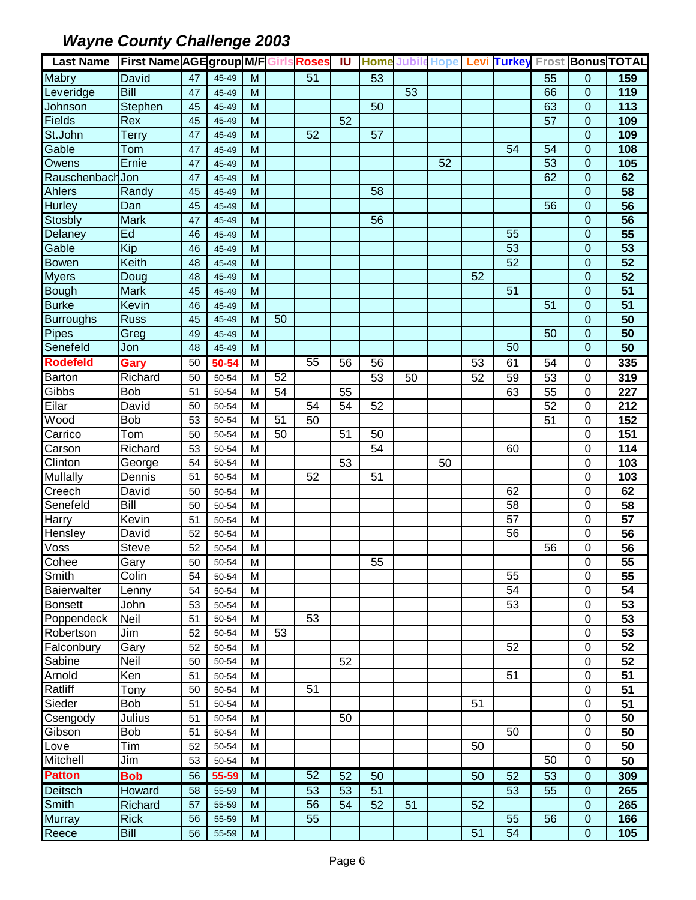## *Wayne County Challenge 2003*

| Last Name | First Name | AGE | group | M/F | Girls | Roses | IU | Home | Jubile | Hope | Levi | Turkey | Frost | Bonus | TOTAL |
|---|---|---|---|---|---|---|---|---|---|---|---|---|---|---|---|
| Mabry | David | 47 | 45-49 | M | | 51 | | 53 | | | | | 55 | 0 | **159** |
| Leveridge | Bill | 47 | 45-49 | M | | | | | 53 | | | | 66 | 0 | **119** |
| Johnson | Stephen | 45 | 45-49 | M | | | | 50 | | | | | 63 | 0 | **113** |
| Fields | Rex | 45 | 45-49 | M | | | 52 | | | | | | 57 | 0 | **109** |
| St.John | Terry | 47 | 45-49 | M | | 52 | | 57 | | | | | | 0 | **109** |
| Gable | Tom | 47 | 45-49 | M | | | | | | | | 54 | 54 | 0 | **108** |
| Owens | Ernie | 47 | 45-49 | M | | | | | | 52 | | | 53 | 0 | **105** |
| Rauschenbach | Jon | 47 | 45-49 | M | | | | | | | | | 62 | 0 | **62** |
| Ahlers | Randy | 45 | 45-49 | M | | | | 58 | | | | | | 0 | **58** |
| Hurley | Dan | 45 | 45-49 | M | | | | | | | | | 56 | 0 | **56** |
| Stosbly | Mark | 47 | 45-49 | M | | | | 56 | | | | | | 0 | **56** |
| Delaney | Ed | 46 | 45-49 | M | | | | | | | | 55 | | 0 | **55** |
| Gable | Kip | 46 | 45-49 | M | | | | | | | | 53 | | 0 | **53** |
| Bowen | Keith | 48 | 45-49 | M | | | | | | | | 52 | | 0 | **52** |
| Myers | Doug | 48 | 45-49 | M | | | | | | | 52 | | | 0 | **52** |
| Bough | Mark | 45 | 45-49 | M | | | | | | | | 51 | | 0 | **51** |
| Burke | Kevin | 46 | 45-49 | M | | | | | | | | | 51 | 0 | **51** |
| Burroughs | Russ | 45 | 45-49 | M | 50 | | | | | | | | | 0 | **50** |
| Pipes | Greg | 49 | 45-49 | M | | | | | | | | | 50 | 0 | **50** |
| Senefeld | Jon | 48 | 45-49 | M | | | | | | | | 50 | | 0 | **50** |
| **Rodefeld** | **Gary** | 50 | **50-54** | M | | 55 | 56 | 56 | | | 53 | 61 | 54 | 0 | **335** |
| Barton | Richard | 50 | 50-54 | M | 52 | | | 53 | 50 | | 52 | 59 | 53 | 0 | **319** |
| Gibbs | Bob | 51 | 50-54 | M | 54 | | 55 | | | | | 63 | 55 | 0 | **227** |
| Eilar | David | 50 | 50-54 | M | | 54 | 54 | 52 | | | | | 52 | 0 | **212** |
| Wood | Bob | 53 | 50-54 | M | 51 | 50 | | | | | | | 51 | 0 | **152** |
| Carrico | Tom | 50 | 50-54 | M | 50 | | 51 | 50 | | | | | | 0 | **151** |
| Carson | Richard | 53 | 50-54 | M | | | | 54 | | | | 60 | | 0 | **114** |
| Clinton | George | 54 | 50-54 | M | | | 53 | | | 50 | | | | 0 | **103** |
| Mullally | Dennis | 51 | 50-54 | M | | 52 | | 51 | | | | | | 0 | **103** |
| Creech | David | 50 | 50-54 | M | | | | | | | | 62 | | 0 | **62** |
| Senefeld | Bill | 50 | 50-54 | M | | | | | | | | 58 | | 0 | **58** |
| Harry | Kevin | 51 | 50-54 | M | | | | | | | | 57 | | 0 | **57** |
| Hensley | David | 52 | 50-54 | M | | | | | | | | 56 | | 0 | **56** |
| Voss | Steve | 52 | 50-54 | M | | | | | | | | | 56 | 0 | **56** |
| Cohee | Gary | 50 | 50-54 | M | | | | 55 | | | | | | 0 | **55** |
| Smith | Colin | 54 | 50-54 | M | | | | | | | | 55 | | 0 | **55** |
| Baierwalter | Lenny | 54 | 50-54 | M | | | | | | | | 54 | | 0 | **54** |
| Bonsett | John | 53 | 50-54 | M | | | | | | | | 53 | | 0 | **53** |
| Poppendeck | Neil | 51 | 50-54 | M | | 53 | | | | | | | | 0 | **53** |
| Robertson | Jim | 52 | 50-54 | M | 53 | | | | | | | | | 0 | **53** |
| Falconbury | Gary | 52 | 50-54 | M | | | | | | | | 52 | | 0 | **52** |
| Sabine | Neil | 50 | 50-54 | M | | | 52 | | | | | | | 0 | **52** |
| Arnold | Ken | 51 | 50-54 | M | | | | | | | | 51 | | 0 | **51** |
| Ratliff | Tony | 50 | 50-54 | M | | 51 | | | | | | | | 0 | **51** |
| Sieder | Bob | 51 | 50-54 | M | | | | | | | 51 | | | 0 | **51** |
| Csengody | Julius | 51 | 50-54 | M | | | 50 | | | | | | | 0 | **50** |
| Gibson | Bob | 51 | 50-54 | M | | | | | | | | 50 | | 0 | **50** |
| Love | Tim | 52 | 50-54 | M | | | | | | | 50 | | | 0 | **50** |
| Mitchell | Jim | 53 | 50-54 | M | | | | | | | | | 50 | 0 | **50** |
| **Patton** | **Bob** | 56 | **55-59** | M | | 52 | 52 | 50 | | | 50 | 52 | 53 | 0 | **309** |
| Deitsch | Howard | 58 | 55-59 | M | | 53 | 53 | 51 | | | | 53 | 55 | 0 | **265** |
| Smith | Richard | 57 | 55-59 | M | | 56 | 54 | 52 | 51 | | 52 | | | 0 | **265** |
| Murray | Rick | 56 | 55-59 | M | | 55 | | | | | | 55 | 56 | 0 | **166** |
| Reece | Bill | 56 | 55-59 | M | | | | | | | 51 | 54 | | 0 | **105** |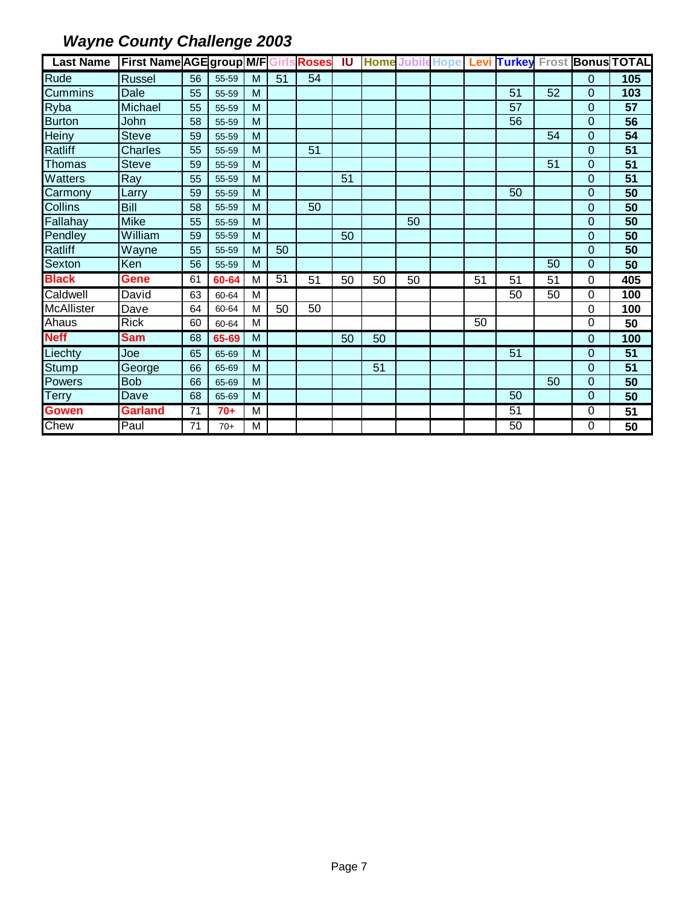## *Wayne County Challenge 2003*

| Last Name | First Name | AGE | group | M/F | Girls | Roses | IU | Home | Jubile | Hope | Levi | Turkey | Frost | Bonus | TOTAL |
|---|---|---|---|---|---|---|---|---|---|---|---|---|---|---|---|
| Rude | Russel | 56 | 55-59 | M | 51 | 54 | | | | | | | | 0 | **105** |
| Cummins | Dale | 55 | 55-59 | M | | | | | | | | 51 | 52 | 0 | **103** |
| Ryba | Michael | 55 | 55-59 | M | | | | | | | | 57 | | 0 | **57** |
| Burton | John | 58 | 55-59 | M | | | | | | | | 56 | | 0 | **56** |
| Heiny | Steve | 59 | 55-59 | M | | | | | | | | | 54 | 0 | **54** |
| Ratliff | Charles | 55 | 55-59 | M | | 51 | | | | | | | | 0 | **51** |
| Thomas | Steve | 59 | 55-59 | M | | | | | | | | | 51 | 0 | **51** |
| Watters | Ray | 55 | 55-59 | M | | | 51 | | | | | | | 0 | **51** |
| Carmony | Larry | 59 | 55-59 | M | | | | | | | | 50 | | 0 | **50** |
| Collins | Bill | 58 | 55-59 | M | | 50 | | | | | | | | 0 | **50** |
| Fallahay | Mike | 55 | 55-59 | M | | | | | 50 | | | | | 0 | **50** |
| Pendley | William | 59 | 55-59 | M | | | 50 | | | | | | | 0 | **50** |
| Ratliff | Wayne | 55 | 55-59 | M | 50 | | | | | | | | | 0 | **50** |
| Sexton | Ken | 56 | 55-59 | M | | | | | | | | | 50 | 0 | **50** |
| **Black** | **Gene** | 61 | **60-64** | M | 51 | 51 | 50 | 50 | 50 | | 51 | 51 | 51 | 0 | **405** |
| Caldwell | David | 63 | 60-64 | M | | | | | | | | 50 | 50 | 0 | **100** |
| McAllister | Dave | 64 | 60-64 | M | 50 | 50 | | | | | | | | 0 | **100** |
| Ahaus | Rick | 60 | 60-64 | M | | | | | | | 50 | | | 0 | **50** |
| **Neff** | **Sam** | 68 | **65-69** | M | | | 50 | 50 | | | | | | 0 | **100** |
| Liechty | Joe | 65 | 65-69 | M | | | | | | | | 51 | | 0 | **51** |
| Stump | George | 66 | 65-69 | M | | | | 51 | | | | | | 0 | **51** |
| Powers | Bob | 66 | 65-69 | M | | | | | | | | | 50 | 0 | **50** |
| Terry | Dave | 68 | 65-69 | M | | | | | | | | 50 | | 0 | **50** |
| **Gowen** | **Garland** | 71 | **70+** | M | | | | | | | | 51 | | 0 | **51** |
| Chew | Paul | 71 | 70+ | M | | | | | | | | 50 | | 0 | **50** |